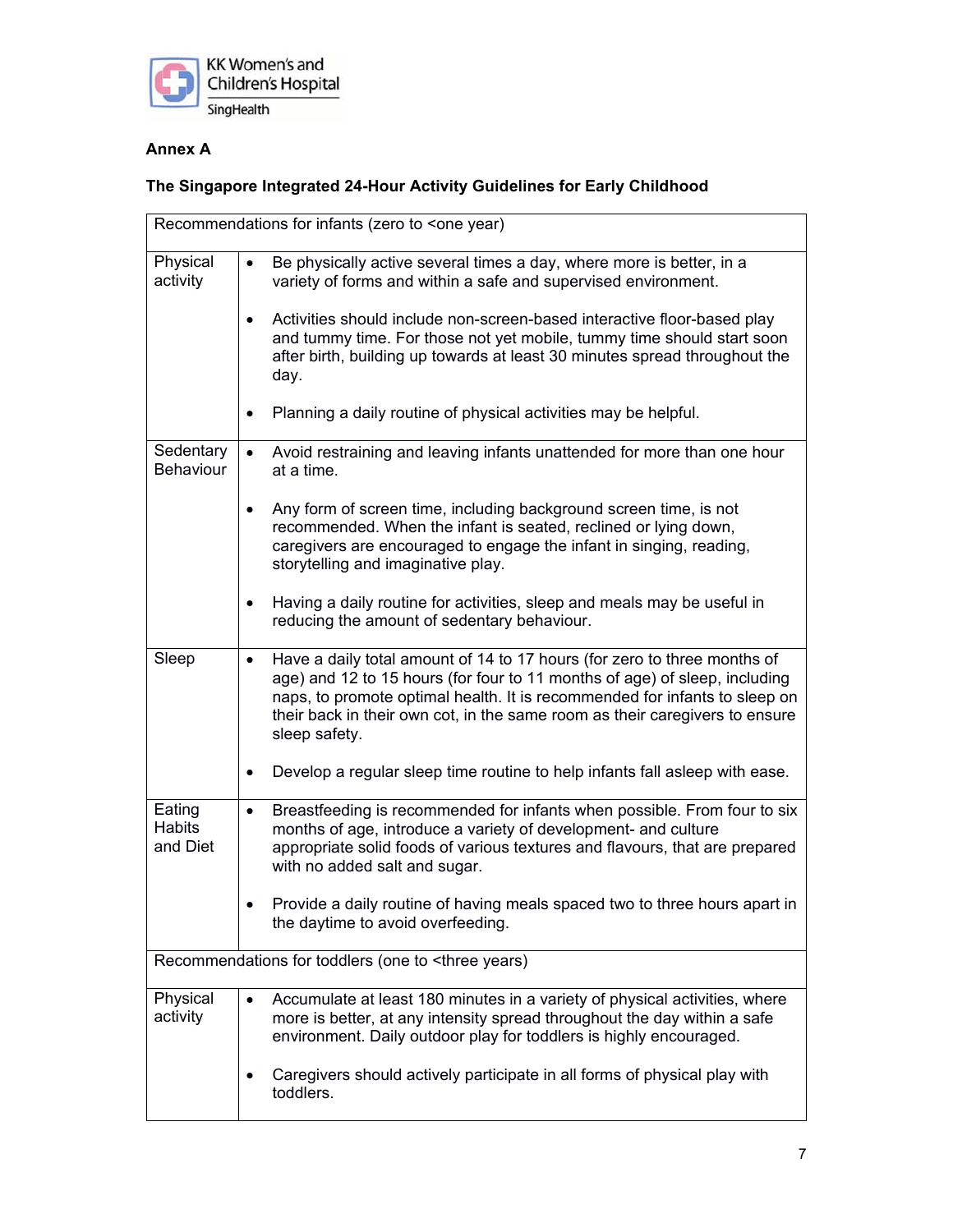KK Women's and Children's Hospital
SingHealth

**Annex A**

**The Singapore Integrated 24-Hour Activity Guidelines for Early Childhood**

| Recommendations for infants (zero to <one year) | |
|---|---|
| Physical activity | • Be physically active several times a day, where more is better, in a variety of forms and within a safe and supervised environment.<br><br>• Activities should include non-screen-based interactive floor-based play and tummy time. For those not yet mobile, tummy time should start soon after birth, building up towards at least 30 minutes spread throughout the day.<br><br>• Planning a daily routine of physical activities may be helpful. |
| Sedentary Behaviour | • Avoid restraining and leaving infants unattended for more than one hour at a time.<br><br>• Any form of screen time, including background screen time, is not recommended. When the infant is seated, reclined or lying down, caregivers are encouraged to engage the infant in singing, reading, storytelling and imaginative play.<br><br>• Having a daily routine for activities, sleep and meals may be useful in reducing the amount of sedentary behaviour. |
| Sleep | • Have a daily total amount of 14 to 17 hours (for zero to three months of age) and 12 to 15 hours (for four to 11 months of age) of sleep, including naps, to promote optimal health. It is recommended for infants to sleep on their back in their own cot, in the same room as their caregivers to ensure sleep safety.<br><br>• Develop a regular sleep time routine to help infants fall asleep with ease. |
| Eating Habits and Diet | • Breastfeeding is recommended for infants when possible. From four to six months of age, introduce a variety of development- and culture appropriate solid foods of various textures and flavours, that are prepared with no added salt and sugar.<br><br>• Provide a daily routine of having meals spaced two to three hours apart in the daytime to avoid overfeeding. |
| **Recommendations for toddlers (one to <three years)** | |
| Physical activity | • Accumulate at least 180 minutes in a variety of physical activities, where more is better, at any intensity spread throughout the day within a safe environment. Daily outdoor play for toddlers is highly encouraged.<br><br>• Caregivers should actively participate in all forms of physical play with toddlers. |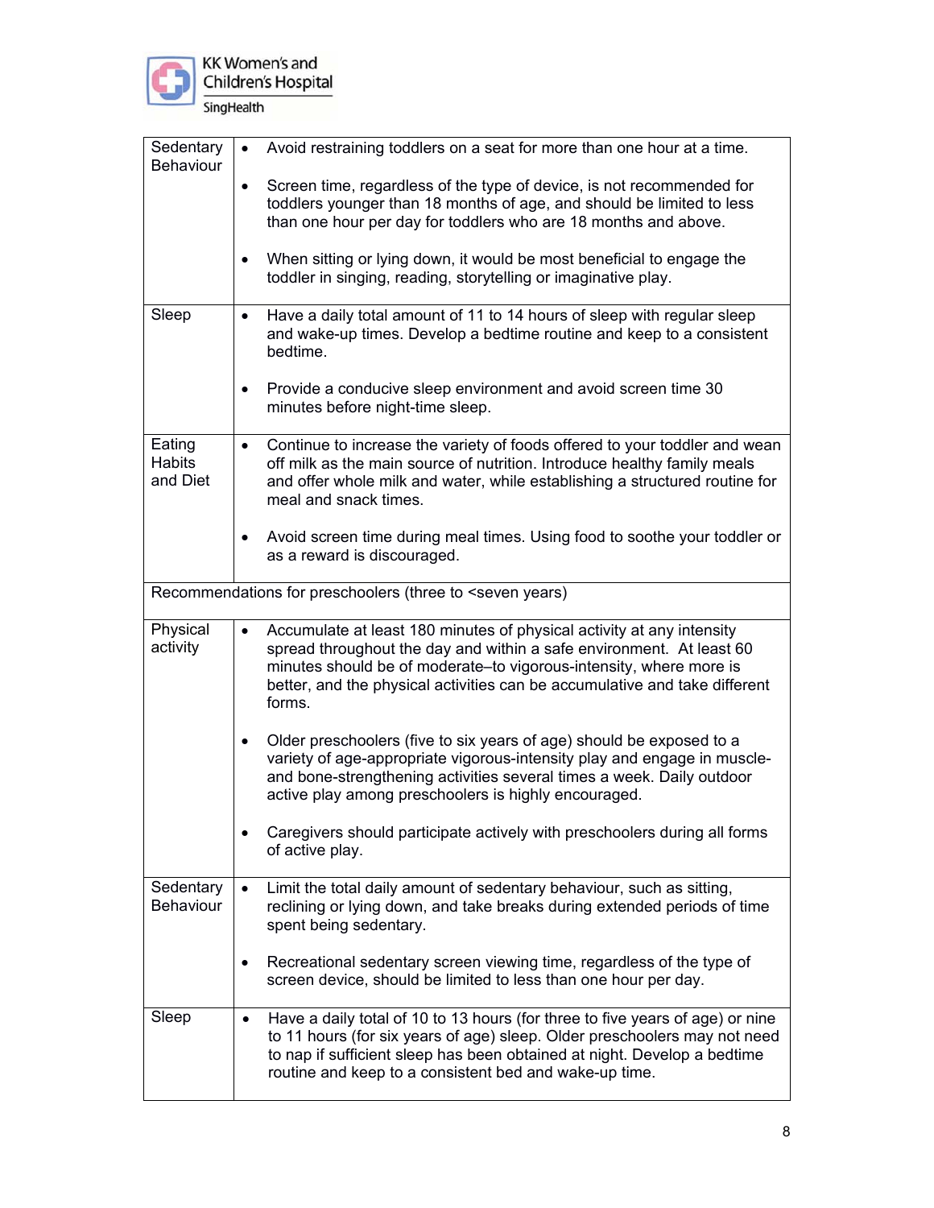| | |
|---|---|
| Sedentary Behaviour | • Avoid restraining toddlers on a seat for more than one hour at a time.<br><br>• Screen time, regardless of the type of device, is not recommended for toddlers younger than 18 months of age, and should be limited to less than one hour per day for toddlers who are 18 months and above.<br><br>• When sitting or lying down, it would be most beneficial to engage the toddler in singing, reading, storytelling or imaginative play. |
| Sleep | • Have a daily total amount of 11 to 14 hours of sleep with regular sleep and wake-up times. Develop a bedtime routine and keep to a consistent bedtime.<br><br>• Provide a conducive sleep environment and avoid screen time 30 minutes before night-time sleep. |
| Eating Habits and Diet | • Continue to increase the variety of foods offered to your toddler and wean off milk as the main source of nutrition. Introduce healthy family meals and offer whole milk and water, while establishing a structured routine for meal and snack times.<br><br>• Avoid screen time during meal times. Using food to soothe your toddler or as a reward is discouraged. |
| Recommendations for preschoolers (three to <seven years) | |
| Physical activity | • Accumulate at least 180 minutes of physical activity at any intensity spread throughout the day and within a safe environment. At least 60 minutes should be of moderate–to vigorous-intensity, where more is better, and the physical activities can be accumulative and take different forms.<br><br>• Older preschoolers (five to six years of age) should be exposed to a variety of age-appropriate vigorous-intensity play and engage in muscle- and bone-strengthening activities several times a week. Daily outdoor active play among preschoolers is highly encouraged.<br><br>• Caregivers should participate actively with preschoolers during all forms of active play. |
| Sedentary Behaviour | • Limit the total daily amount of sedentary behaviour, such as sitting, reclining or lying down, and take breaks during extended periods of time spent being sedentary.<br><br>• Recreational sedentary screen viewing time, regardless of the type of screen device, should be limited to less than one hour per day. |
| Sleep | • Have a daily total of 10 to 13 hours (for three to five years of age) or nine to 11 hours (for six years of age) sleep. Older preschoolers may not need to nap if sufficient sleep has been obtained at night. Develop a bedtime routine and keep to a consistent bed and wake-up time. |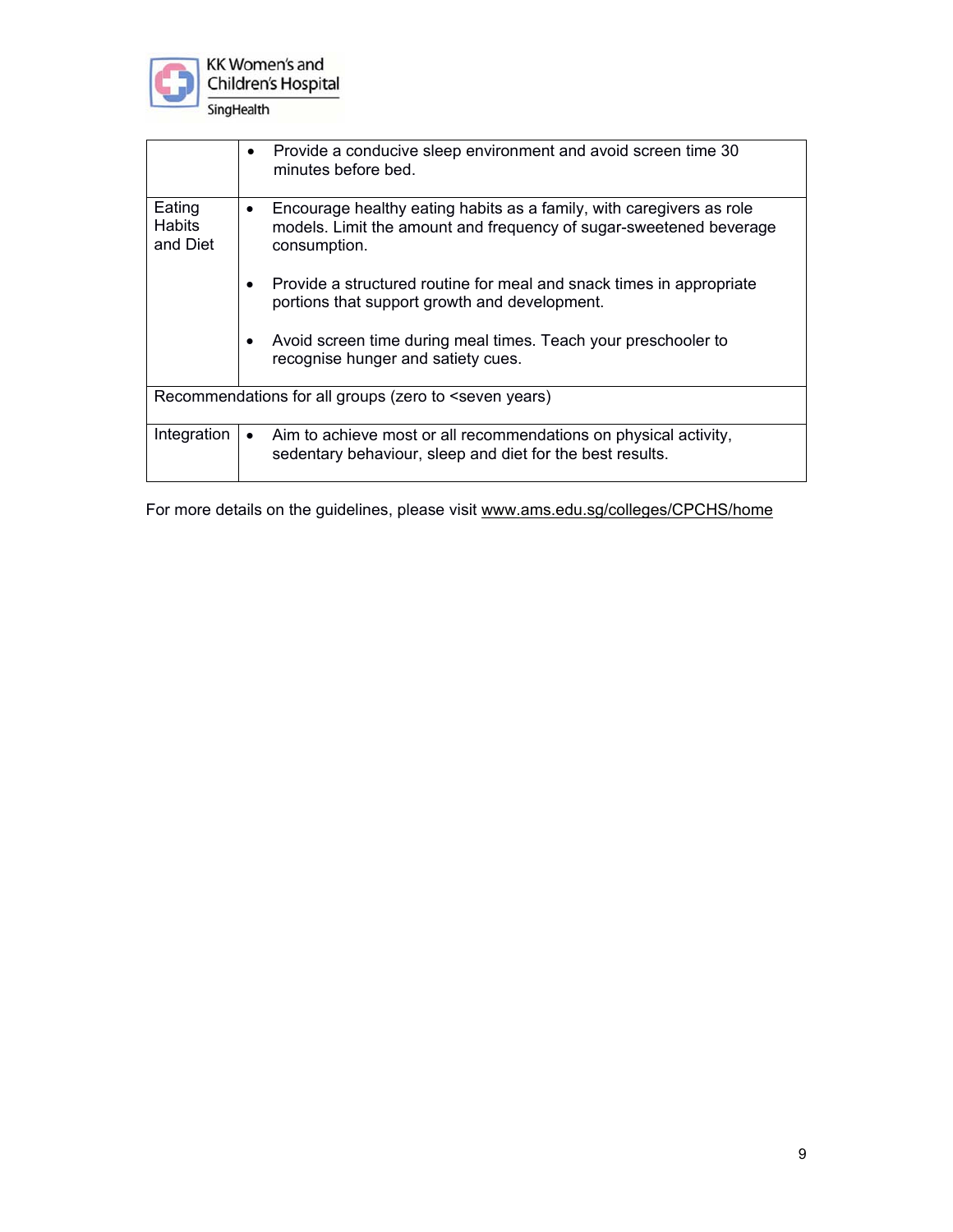| | |
|---|---|
| | • Provide a conducive sleep environment and avoid screen time 30 minutes before bed. |
| Eating Habits and Diet | • Encourage healthy eating habits as a family, with caregivers as role models. Limit the amount and frequency of sugar-sweetened beverage consumption.<br><br>• Provide a structured routine for meal and snack times in appropriate portions that support growth and development.<br><br>• Avoid screen time during meal times. Teach your preschooler to recognise hunger and satiety cues. |
| Recommendations for all groups (zero to <seven years) | |
| Integration | • Aim to achieve most or all recommendations on physical activity, sedentary behaviour, sleep and diet for the best results. |

For more details on the guidelines, please visit www.ams.edu.sg/colleges/CPCHS/home